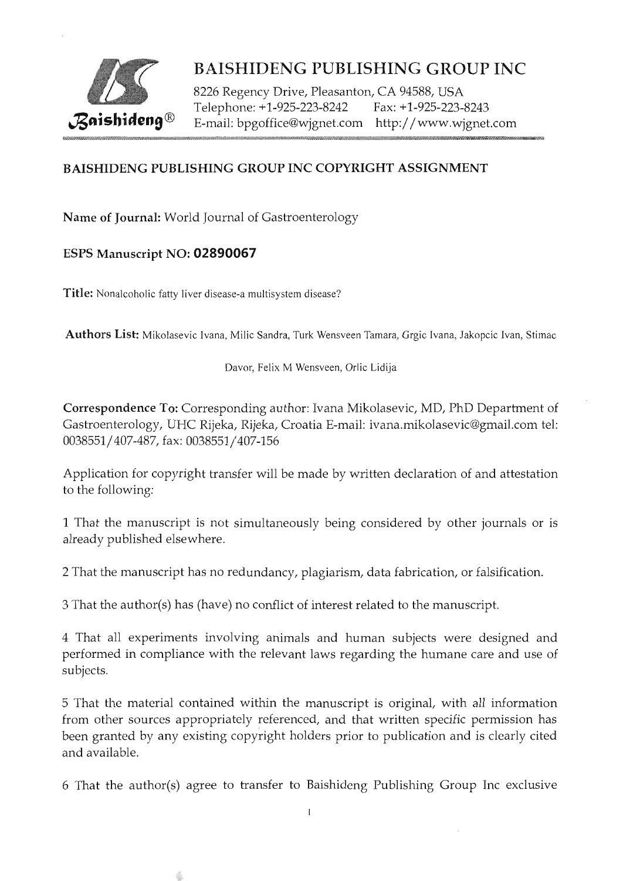# BAISHIDENG PUBLISHING GROUP INC

8226 Regency Drive, Pleasanton, CA 94588, USA
Telephone: +1-925-223-8242 Fax: +1-925-223-8243
E-mail: bpgoffice@wjgnet.com http://www.wjgnet.com

## BAISHIDENG PUBLISHING GROUP INC COPYRIGHT ASSIGNMENT

**Name of Journal:** World Journal of Gastroenterology

**ESPS Manuscript NO: 02890067**

**Title:** Nonalcoholic fatty liver disease-a multisystem disease?

**Authors List:** Mikolasevic Ivana, Milic Sandra, Turk Wensveen Tamara, Grgic Ivana, Jakopcic Ivan, Stimac Davor, Felix M Wensveen, Orlic Lidija

**Correspondence To:** Corresponding author: Ivana Mikolasevic, MD, PhD Department of Gastroenterology, UHC Rijeka, Rijeka, Croatia E-mail: ivana.mikolasevic@gmail.com tel: 0038551/407-487, fax: 0038551/407-156

Application for copyright transfer will be made by written declaration of and attestation to the following:

1 That the manuscript is not simultaneously being considered by other journals or is already published elsewhere.

2 That the manuscript has no redundancy, plagiarism, data fabrication, or falsification.

3 That the author(s) has (have) no conflict of interest related to the manuscript.

4 That all experiments involving animals and human subjects were designed and performed in compliance with the relevant laws regarding the humane care and use of subjects.

5 That the material contained within the manuscript is original, with all information from other sources appropriately referenced, and that written specific permission has been granted by any existing copyright holders prior to publication and is clearly cited and available.

6 That the author(s) agree to transfer to Baishideng Publishing Group Inc exclusive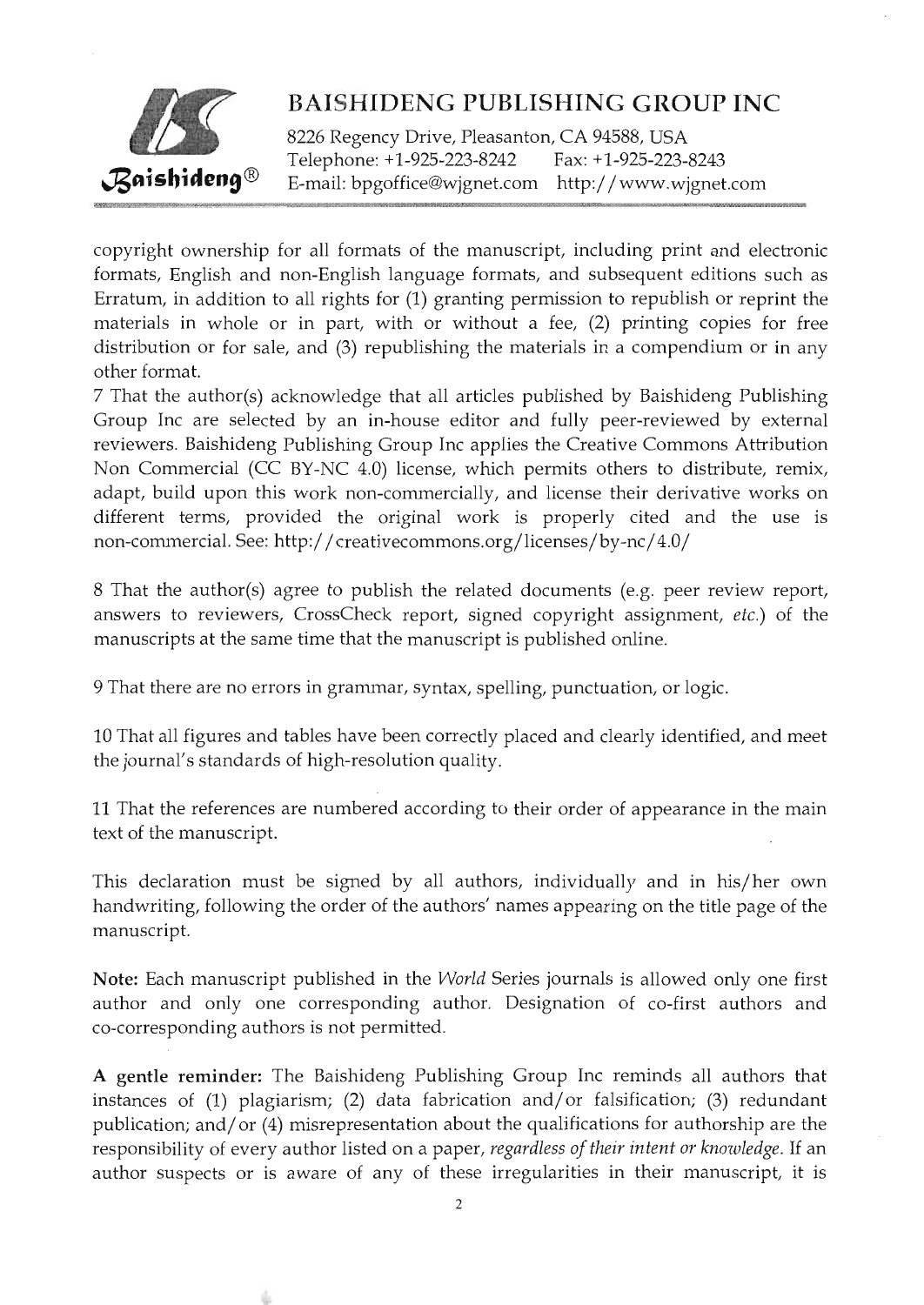copyright ownership for all formats of the manuscript, including print and electronic formats, English and non-English language formats, and subsequent editions such as Erratum, in addition to all rights for (1) granting permission to republish or reprint the materials in whole or in part, with or without a fee, (2) printing copies for free distribution or for sale, and (3) republishing the materials in a compendium or in any other format.

7 That the author(s) acknowledge that all articles published by Baishideng Publishing Group Inc are selected by an in-house editor and fully peer-reviewed by external reviewers. Baishideng Publishing Group Inc applies the Creative Commons Attribution Non Commercial (CC BY-NC 4.0) license, which permits others to distribute, remix, adapt, build upon this work non-commercially, and license their derivative works on different terms, provided the original work is properly cited and the use is non-commercial. See: http://creativecommons.org/licenses/by-nc/4.0/

8 That the author(s) agree to publish the related documents (e.g. peer review report, answers to reviewers, CrossCheck report, signed copyright assignment, *etc.*) of the manuscripts at the same time that the manuscript is published online.

9 That there are no errors in grammar, syntax, spelling, punctuation, or logic.

10 That all figures and tables have been correctly placed and clearly identified, and meet the journal's standards of high-resolution quality.

11 That the references are numbered according to their order of appearance in the main text of the manuscript.

This declaration must be signed by all authors, individually and in his/her own handwriting, following the order of the authors' names appearing on the title page of the manuscript.

**Note:** Each manuscript published in the *World* Series journals is allowed only one first author and only one corresponding author. Designation of co-first authors and co-corresponding authors is not permitted.

**A gentle reminder:** The Baishideng Publishing Group Inc reminds all authors that instances of (1) plagiarism; (2) data fabrication and/or falsification; (3) redundant publication; and/or (4) misrepresentation about the qualifications for authorship are the responsibility of every author listed on a paper, *regardless of their intent or knowledge*. If an author suspects or is aware of any of these irregularities in their manuscript, it is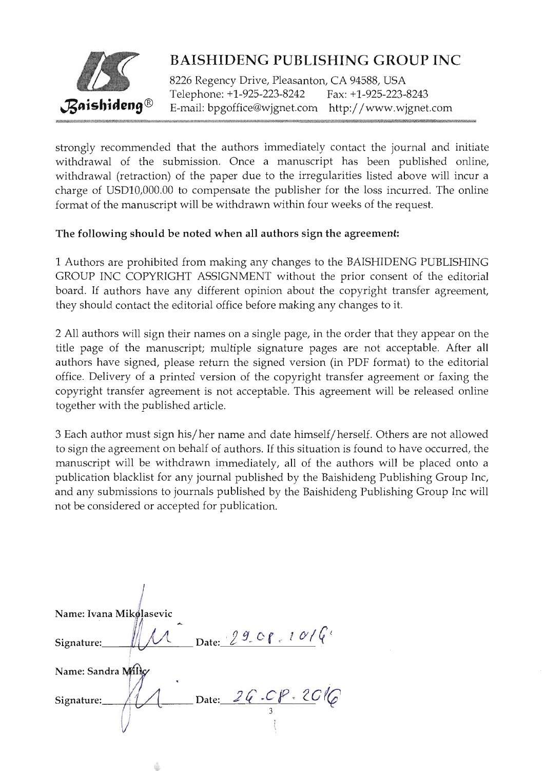strongly recommended that the authors immediately contact the journal and initiate withdrawal of the submission. Once a manuscript has been published online, withdrawal (retraction) of the paper due to the irregularities listed above will incur a charge of USD10,000.00 to compensate the publisher for the loss incurred. The online format of the manuscript will be withdrawn within four weeks of the request.

**The following should be noted when all authors sign the agreement:**

1 Authors are prohibited from making any changes to the BAISHIDENG PUBLISHING GROUP INC COPYRIGHT ASSIGNMENT without the prior consent of the editorial board. If authors have any different opinion about the copyright transfer agreement, they should contact the editorial office before making any changes to it.

2 All authors will sign their names on a single page, in the order that they appear on the title page of the manuscript; multiple signature pages are not acceptable. After all authors have signed, please return the signed version (in PDF format) to the editorial office. Delivery of a printed version of the copyright transfer agreement or faxing the copyright transfer agreement is not acceptable. This agreement will be released online together with the published article.

3 Each author must sign his/her name and date himself/herself. Others are not allowed to sign the agreement on behalf of authors. If this situation is found to have occurred, the manuscript will be withdrawn immediately, all of the authors will be placed onto a publication blacklist for any journal published by the Baishideng Publishing Group Inc, and any submissions to journals published by the Baishideng Publishing Group Inc will not be considered or accepted for publication.

**Name: Ivana Mikolasevic**

**Signature:** ______ **Date:** 29.08.2016

**Name: Sandra Milic**

**Signature:** ______ **Date:** 26.08.2016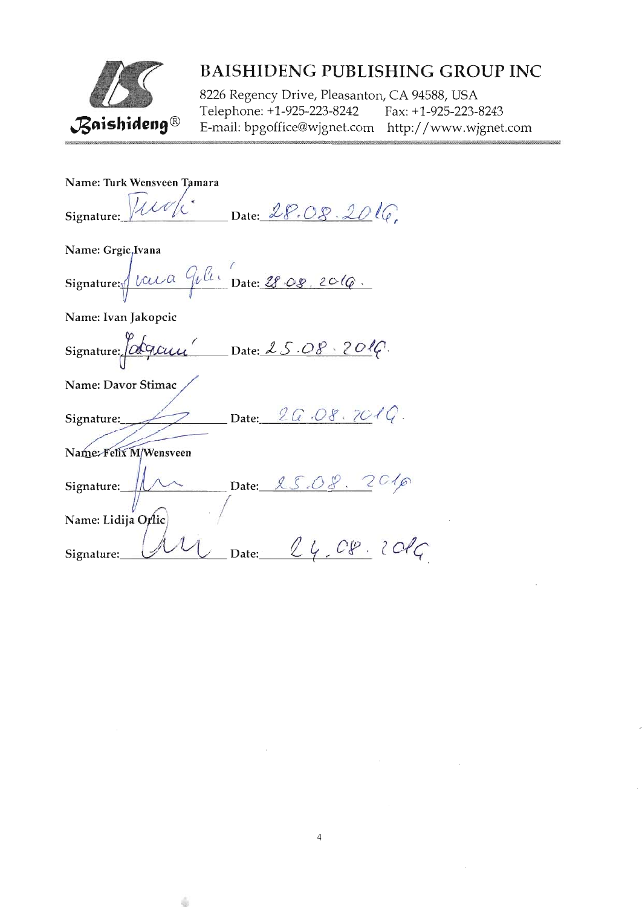# BAISHIDENG PUBLISHING GROUP INC

8226 Regency Drive, Pleasanton, CA 94588, USA
Telephone: +1-925-223-8242 Fax: +1-925-223-8243
E-mail: bpgoffice@wjgnet.com http://www.wjgnet.com

**Name: Turk Wensveen Tamara**

**Signature:** Turk **Date:** 28.08.2016.

**Name: Grgic Ivana**

**Signature:** Ivana Grgic **Date:** 28.08.2016.

**Name: Ivan Jakopcic**

**Signature:** Jakopcic **Date:** 25.08.2016.

**Name: Davor Stimac**

**Signature:** ____________ **Date:** 26.08.2016.

**Name: Felix M Wensveen**

**Signature:** ____________ **Date:** 25.08.2016

**Name: Lidija Orlic**

**Signature:** ____________ **Date:** 24.08.2016